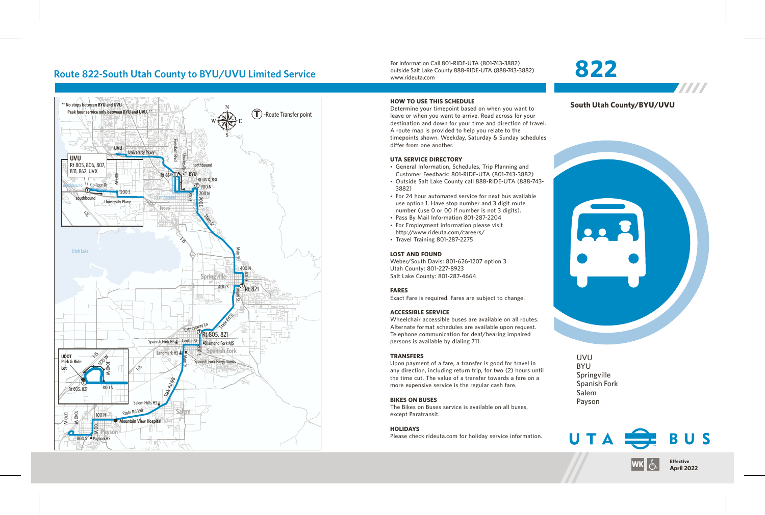# Route 822-South Utah County to BYU/UVU Limited Service

For Information Call 801-RIDE-UTA (801-743-3882)
outside Salt Lake County 888-RIDE-UTA (888-743-3882)
www.rideuta.com

** No stops between BYU and UVU.
Peak hour service only between BYU and UVU. **

Route Transfer point

### HOW TO USE THIS SCHEDULE

Determine your timepoint based on when you want to leave or when you want to arrive. Read across for your destination and down for your time and direction of travel. A route map is provided to help you relate to the timepoints shown. Weekday, Saturday & Sunday schedules differ from one another.

### UTA SERVICE DIRECTORY

- General Information, Schedules, Trip Planning and Customer Feedback: 801-RIDE-UTA (801-743-3882)
- Outside Salt Lake County call 888-RIDE-UTA (888-743-3882)
- For 24 hour automated service for next bus available use option 1. Have stop number and 3 digit route number (use 0 or 00 if number is not 3 digits).
- Pass By Mail Information 801-287-2204
- For Employment information please visit http://www.rideuta.com/careers/
- Travel Training 801-287-2275

### LOST AND FOUND

Weber/South Davis: 801-626-1207 option 3
Utah County: 801-227-8923
Salt Lake County: 801-287-4664

### FARES

Exact Fare is required. Fares are subject to change.

### ACCESSIBLE SERVICE

Wheelchair accessible buses are available on all routes. Alternate format schedules are available upon request. Telephone communication for deaf/hearing impaired persons is available by dialing 711.

### TRANSFERS

Upon payment of a fare, a transfer is good for travel in any direction, including return trip, for two (2) hours until the time cut. The value of a transfer towards a fare on a more expensive service is the regular cash fare.

### BIKES ON BUSES

The Bikes on Buses service is available on all buses, except Paratransit.

### HOLIDAYS

Please check rideuta.com for holiday service information.

# 822

**South Utah County/BYU/UVU**

UVU
BYU
Springville
Spanish Fork
Salem
Payson

UTA BUS

WK

**Effective April 2022**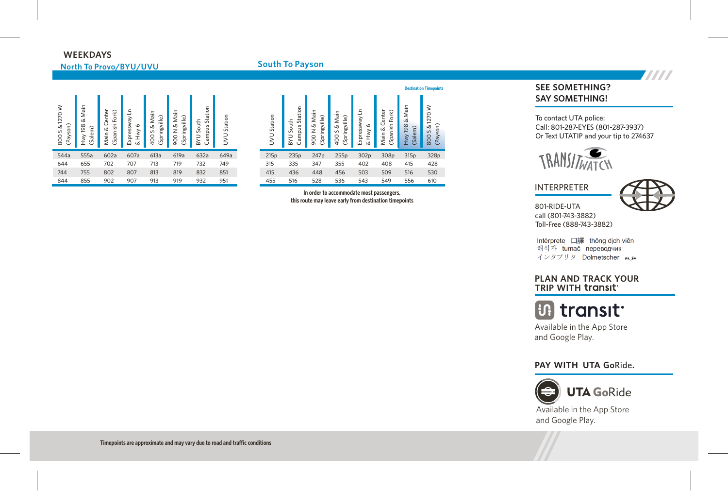## WEEKDAYS

### North To Provo/BYU/UVU

| 800 S & 1270 W (Payson) | Hwy 198 & Main (Salem) | Main & Center (Spanish Fork) | Expressway Ln & Hwy 6 | 400 S & Main (Springville) | 900 N & Main (Springville) | BYU South Campus Station | UVU Station |
|---|---|---|---|---|---|---|---|
| 544a | 555a | 602a | 607a | 613a | 619a | 632a | 649a |
| 644 | 655 | 702 | 707 | 713 | 719 | 732 | 749 |
| 744 | 755 | 802 | 807 | 813 | 819 | 832 | 851 |
| 844 | 855 | 902 | 907 | 913 | 919 | 932 | 951 |

### South To Payson

Destination Timepoints

| UVU Station | BYU South Campus Station | 900 N & Main (Springville) | 400 S & Main (Springville) | Expressway Ln & Hwy 6 | Main & Center (Spanish Fork) | Hwy 198 & Main (Salem) | 800 S & 1270 W (Payson) |
|---|---|---|---|---|---|---|---|
| 215p | 235p | 247p | 255p | 302p | 308p | 315p | 328p |
| 315 | 335 | 347 | 355 | 402 | 408 | 415 | 428 |
| 415 | 436 | 448 | 456 | 503 | 509 | 516 | 530 |
| 455 | 516 | 528 | 536 | 543 | 549 | 556 | 610 |

**In order to accommodate most passengers, this route may leave early from destination timepoints**

**Timepoints are approximate and may vary due to road and traffic conditions**

## SEE SOMETHING? SAY SOMETHING!

To contact UTA police:
Call: 801-287-EYES (801-287-3937)
Or Text UTATIP and your tip to 274637

TRANSITWATCH

## INTERPRETER

801-RIDE-UTA
call (801-743-3882)
Toll-Free (888-743-3882)

Intérprete 口譯 thông dịch viên
해석자 tumač переводчик
インタプリタ Dolmetscher

## PLAN AND TRACK YOUR TRIP WITH transit

transit
Available in the App Store and Google Play.

## PAY WITH UTA GoRide.

UTA GoRide
Available in the App Store and Google Play.